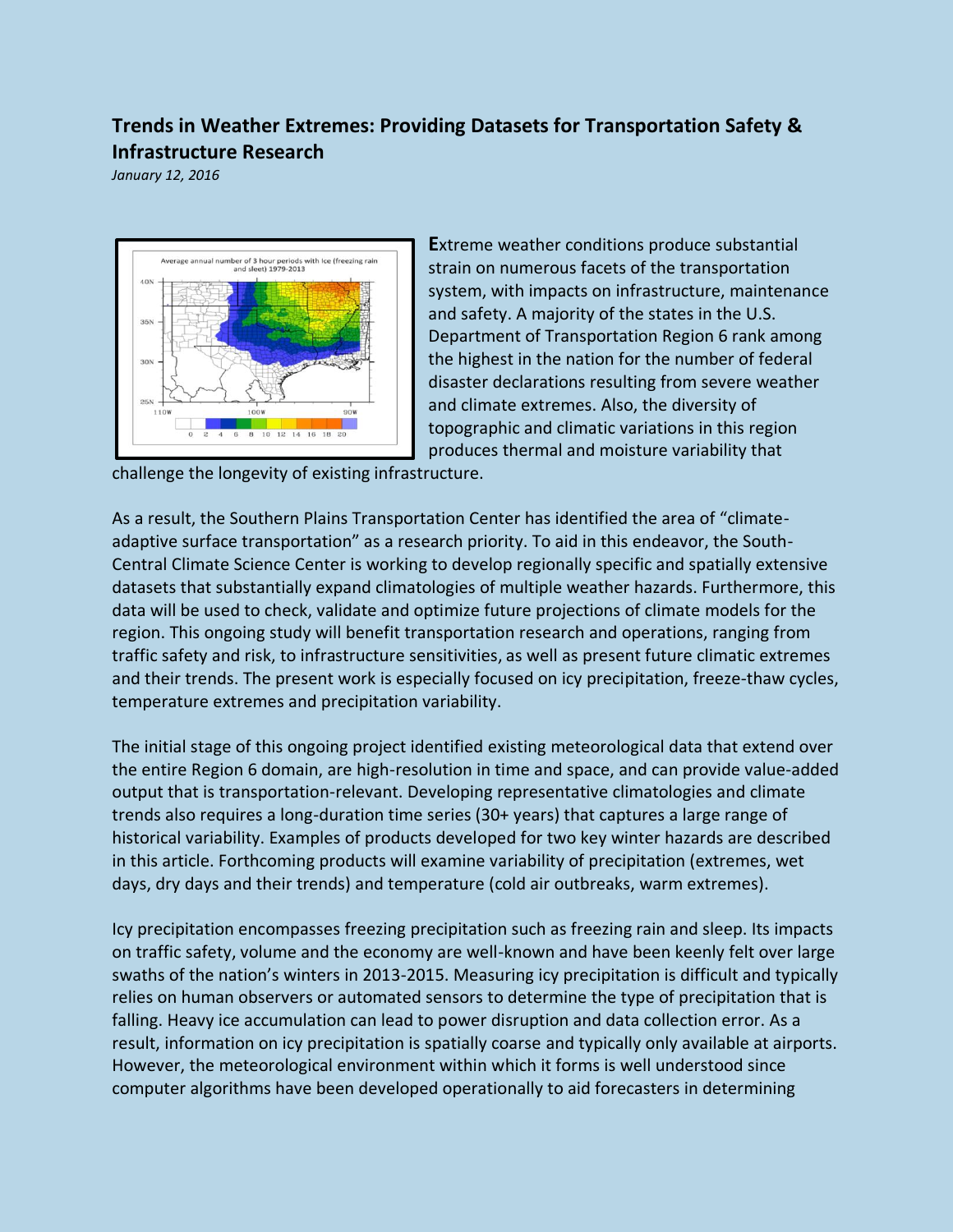## Trends in Weather Extremes: Providing Datasets for Transportation Safety & Infrastructure Research

*January 12, 2016*

**E**xtreme weather conditions produce substantial strain on numerous facets of the transportation system, with impacts on infrastructure, maintenance and safety. A majority of the states in the U.S. Department of Transportation Region 6 rank among the highest in the nation for the number of federal disaster declarations resulting from severe weather and climate extremes. Also, the diversity of topographic and climatic variations in this region produces thermal and moisture variability that challenge the longevity of existing infrastructure.

As a result, the Southern Plains Transportation Center has identified the area of "climate-adaptive surface transportation" as a research priority. To aid in this endeavor, the South-Central Climate Science Center is working to develop regionally specific and spatially extensive datasets that substantially expand climatologies of multiple weather hazards. Furthermore, this data will be used to check, validate and optimize future projections of climate models for the region. This ongoing study will benefit transportation research and operations, ranging from traffic safety and risk, to infrastructure sensitivities, as well as present future climatic extremes and their trends. The present work is especially focused on icy precipitation, freeze-thaw cycles, temperature extremes and precipitation variability.

The initial stage of this ongoing project identified existing meteorological data that extend over the entire Region 6 domain, are high-resolution in time and space, and can provide value-added output that is transportation-relevant. Developing representative climatologies and climate trends also requires a long-duration time series (30+ years) that captures a large range of historical variability. Examples of products developed for two key winter hazards are described in this article. Forthcoming products will examine variability of precipitation (extremes, wet days, dry days and their trends) and temperature (cold air outbreaks, warm extremes).

Icy precipitation encompasses freezing precipitation such as freezing rain and sleep. Its impacts on traffic safety, volume and the economy are well-known and have been keenly felt over large swaths of the nation's winters in 2013-2015. Measuring icy precipitation is difficult and typically relies on human observers or automated sensors to determine the type of precipitation that is falling. Heavy ice accumulation can lead to power disruption and data collection error. As a result, information on icy precipitation is spatially coarse and typically only available at airports. However, the meteorological environment within which it forms is well understood since computer algorithms have been developed operationally to aid forecasters in determining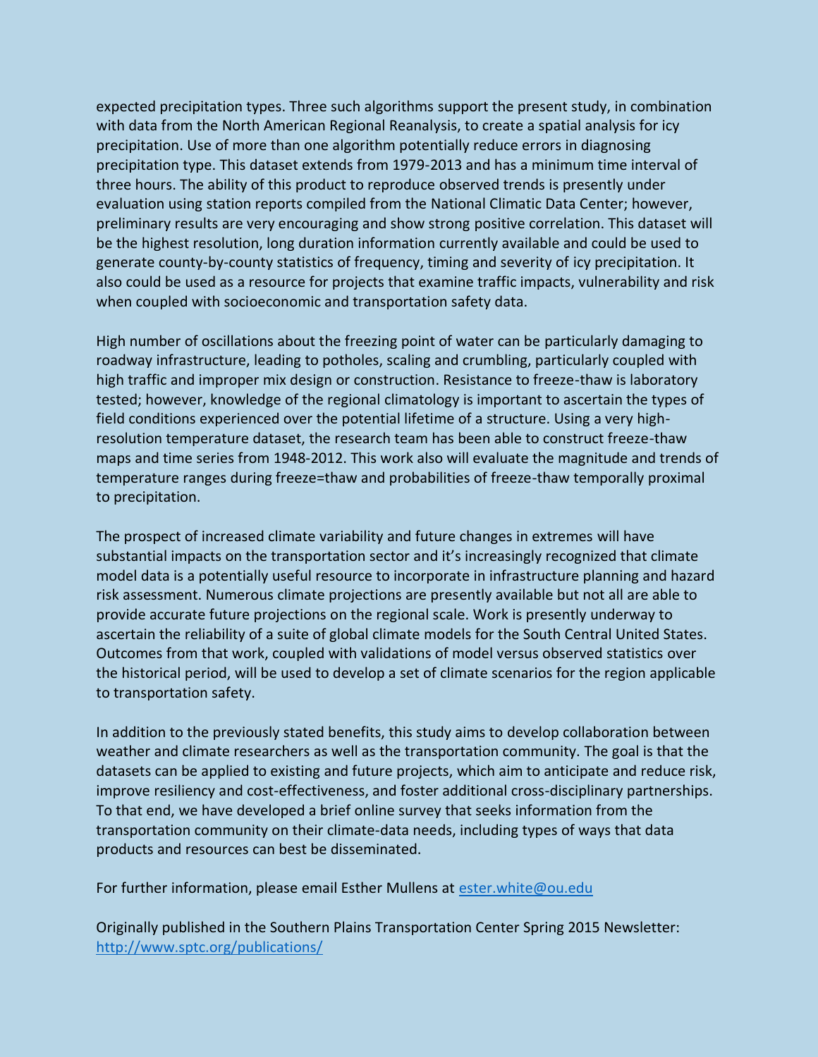expected precipitation types. Three such algorithms support the present study, in combination with data from the North American Regional Reanalysis, to create a spatial analysis for icy precipitation. Use of more than one algorithm potentially reduce errors in diagnosing precipitation type. This dataset extends from 1979-2013 and has a minimum time interval of three hours. The ability of this product to reproduce observed trends is presently under evaluation using station reports compiled from the National Climatic Data Center; however, preliminary results are very encouraging and show strong positive correlation. This dataset will be the highest resolution, long duration information currently available and could be used to generate county-by-county statistics of frequency, timing and severity of icy precipitation. It also could be used as a resource for projects that examine traffic impacts, vulnerability and risk when coupled with socioeconomic and transportation safety data.

High number of oscillations about the freezing point of water can be particularly damaging to roadway infrastructure, leading to potholes, scaling and crumbling, particularly coupled with high traffic and improper mix design or construction. Resistance to freeze-thaw is laboratory tested; however, knowledge of the regional climatology is important to ascertain the types of field conditions experienced over the potential lifetime of a structure. Using a very high-resolution temperature dataset, the research team has been able to construct freeze-thaw maps and time series from 1948-2012. This work also will evaluate the magnitude and trends of temperature ranges during freeze=thaw and probabilities of freeze-thaw temporally proximal to precipitation.

The prospect of increased climate variability and future changes in extremes will have substantial impacts on the transportation sector and it's increasingly recognized that climate model data is a potentially useful resource to incorporate in infrastructure planning and hazard risk assessment. Numerous climate projections are presently available but not all are able to provide accurate future projections on the regional scale. Work is presently underway to ascertain the reliability of a suite of global climate models for the South Central United States. Outcomes from that work, coupled with validations of model versus observed statistics over the historical period, will be used to develop a set of climate scenarios for the region applicable to transportation safety.

In addition to the previously stated benefits, this study aims to develop collaboration between weather and climate researchers as well as the transportation community. The goal is that the datasets can be applied to existing and future projects, which aim to anticipate and reduce risk, improve resiliency and cost-effectiveness, and foster additional cross-disciplinary partnerships. To that end, we have developed a brief online survey that seeks information from the transportation community on their climate-data needs, including types of ways that data products and resources can best be disseminated.

For further information, please email Esther Mullens at [ester.white@ou.edu](mailto:ester.white@ou.edu)

Originally published in the Southern Plains Transportation Center Spring 2015 Newsletter: [http://www.sptc.org/publications/](http://www.sptc.org/publications/)